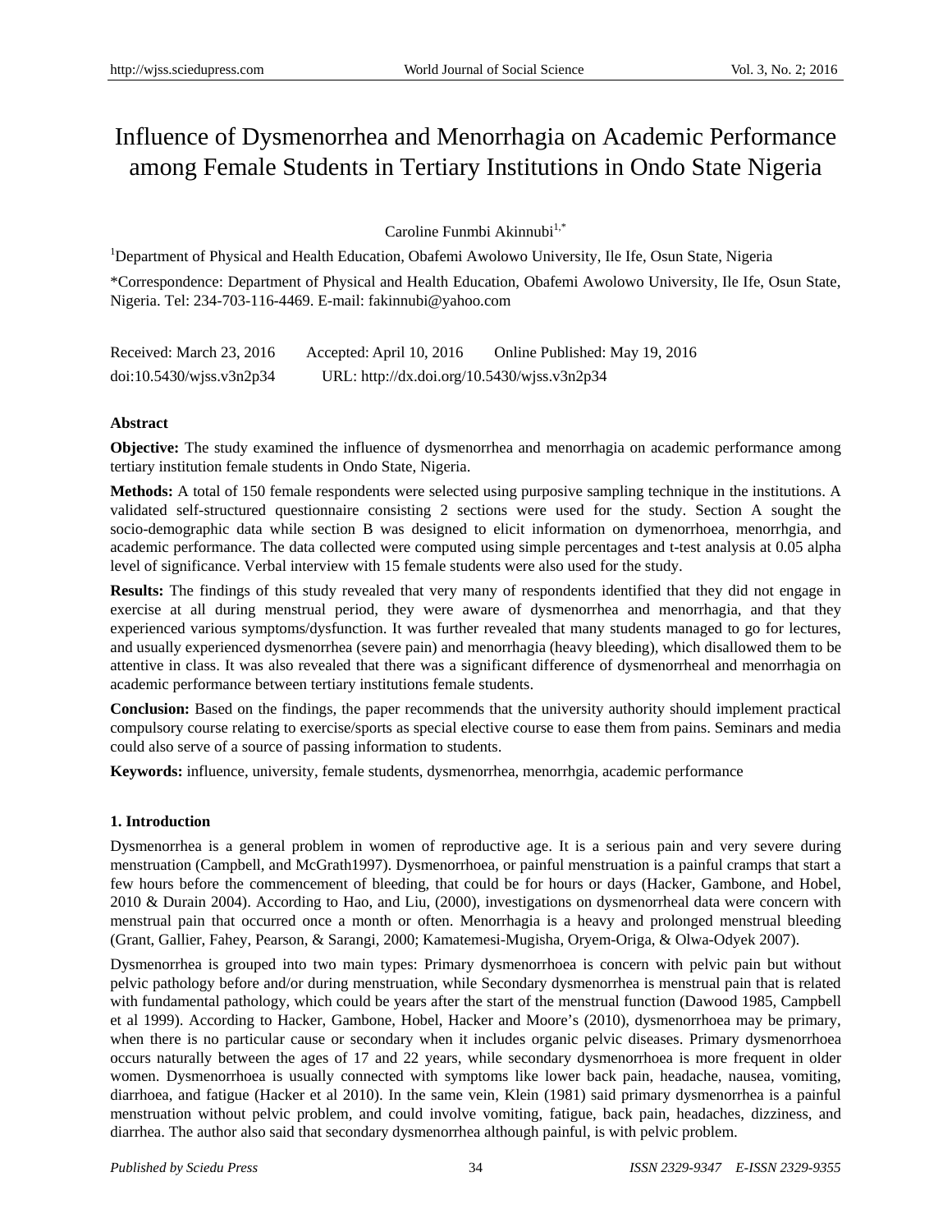# Influence of Dysmenorrhea and Menorrhagia on Academic Performance among Female Students in Tertiary Institutions in Ondo State Nigeria

Caroline Funmbi Akinnubi[1,*]

[1]Department of Physical and Health Education, Obafemi Awolowo University, Ile Ife, Osun State, Nigeria

*Correspondence: Department of Physical and Health Education, Obafemi Awolowo University, Ile Ife, Osun State, Nigeria. Tel: 234-703-116-4469. E-mail: fakinnubi@yahoo.com

Received: March 23, 2016 Accepted: April 10, 2016 Online Published: May 19, 2016

doi:10.5430/wjss.v3n2p34 URL: http://dx.doi.org/10.5430/wjss.v3n2p34

## Abstract

**Objective:** The study examined the influence of dysmenorrhea and menorrhagia on academic performance among tertiary institution female students in Ondo State, Nigeria.

**Methods:** A total of 150 female respondents were selected using purposive sampling technique in the institutions. A validated self-structured questionnaire consisting 2 sections were used for the study. Section A sought the socio-demographic data while section B was designed to elicit information on dymenorrhoea, menorrhgia, and academic performance. The data collected were computed using simple percentages and t-test analysis at 0.05 alpha level of significance. Verbal interview with 15 female students were also used for the study.

**Results:** The findings of this study revealed that very many of respondents identified that they did not engage in exercise at all during menstrual period, they were aware of dysmenorrhea and menorrhagia, and that they experienced various symptoms/dysfunction. It was further revealed that many students managed to go for lectures, and usually experienced dysmenorrhea (severe pain) and menorrhagia (heavy bleeding), which disallowed them to be attentive in class. It was also revealed that there was a significant difference of dysmenorrheal and menorrhagia on academic performance between tertiary institutions female students.

**Conclusion:** Based on the findings, the paper recommends that the university authority should implement practical compulsory course relating to exercise/sports as special elective course to ease them from pains. Seminars and media could also serve of a source of passing information to students.

**Keywords:** influence, university, female students, dysmenorrhea, menorrhgia, academic performance

## 1. Introduction

Dysmenorrhea is a general problem in women of reproductive age. It is a serious pain and very severe during menstruation (Campbell, and McGrath1997). Dysmenorrhoea, or painful menstruation is a painful cramps that start a few hours before the commencement of bleeding, that could be for hours or days (Hacker, Gambone, and Hobel, 2010 & Durain 2004). According to Hao, and Liu, (2000), investigations on dysmenorrheal data were concern with menstrual pain that occurred once a month or often. Menorrhagia is a heavy and prolonged menstrual bleeding (Grant, Gallier, Fahey, Pearson, & Sarangi, 2000; Kamatemesi-Mugisha, Oryem-Origa, & Olwa-Odyek 2007).

Dysmenorrhea is grouped into two main types: Primary dysmenorrhoea is concern with pelvic pain but without pelvic pathology before and/or during menstruation, while Secondary dysmenorrhea is menstrual pain that is related with fundamental pathology, which could be years after the start of the menstrual function (Dawood 1985, Campbell et al 1999). According to Hacker, Gambone, Hobel, Hacker and Moore's (2010), dysmenorrhoea may be primary, when there is no particular cause or secondary when it includes organic pelvic diseases. Primary dysmenorrhoea occurs naturally between the ages of 17 and 22 years, while secondary dysmenorrhoea is more frequent in older women. Dysmenorrhoea is usually connected with symptoms like lower back pain, headache, nausea, vomiting, diarrhoea, and fatigue (Hacker et al 2010). In the same vein, Klein (1981) said primary dysmenorrhea is a painful menstruation without pelvic problem, and could involve vomiting, fatigue, back pain, headaches, dizziness, and diarrhea. The author also said that secondary dysmenorrhea although painful, is with pelvic problem.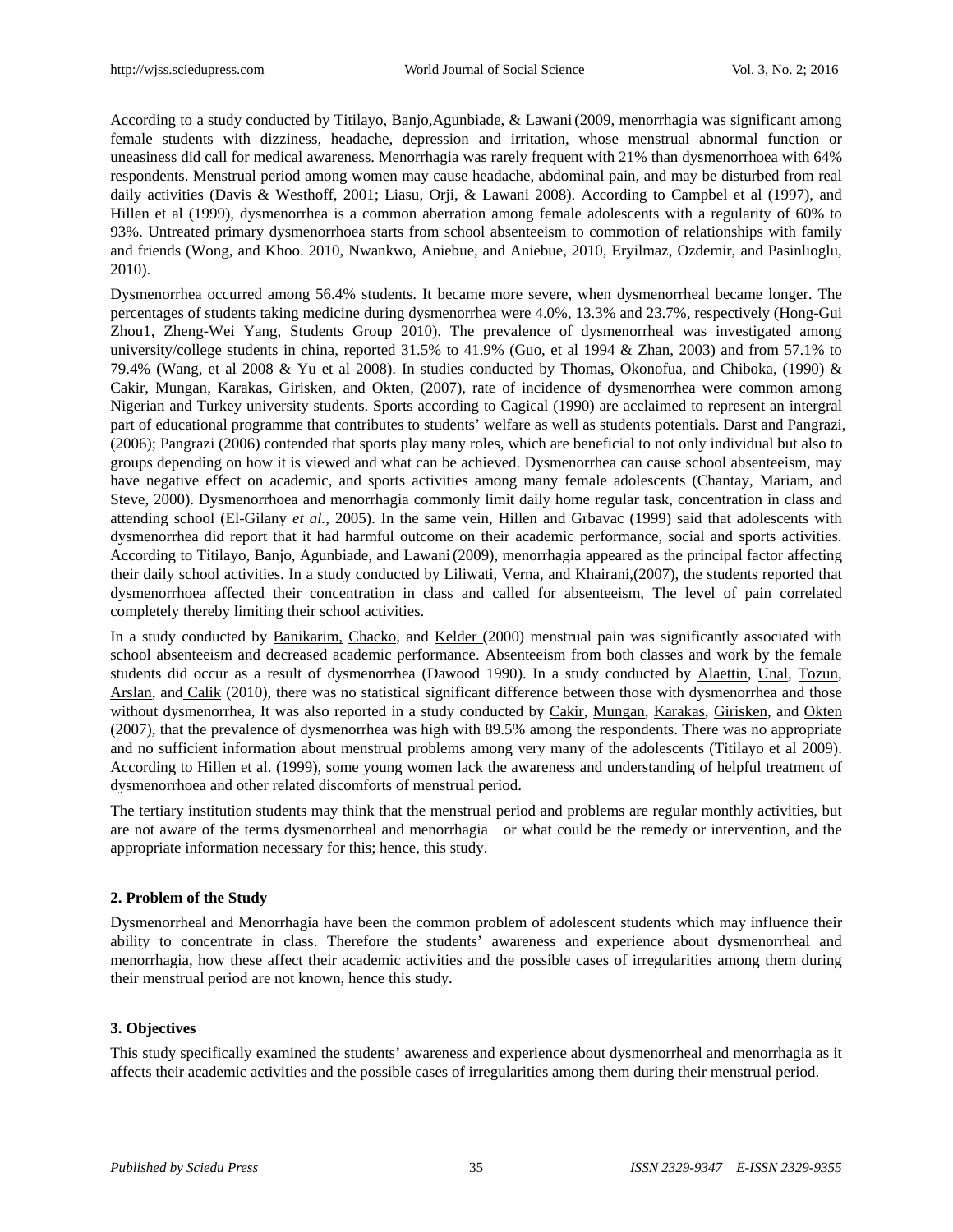According to a study conducted by Titilayo, Banjo,Agunbiade, & Lawani (2009, menorrhagia was significant among female students with dizziness, headache, depression and irritation, whose menstrual abnormal function or uneasiness did call for medical awareness. Menorrhagia was rarely frequent with 21% than dysmenorrhoea with 64% respondents. Menstrual period among women may cause headache, abdominal pain, and may be disturbed from real daily activities (Davis & Westhoff, 2001; Liasu, Orji, & Lawani 2008). According to Campbel et al (1997), and Hillen et al (1999), dysmenorrhea is a common aberration among female adolescents with a regularity of 60% to 93%. Untreated primary dysmenorrhoea starts from school absenteeism to commotion of relationships with family and friends (Wong, and Khoo. 2010, Nwankwo, Aniebue, and Aniebue, 2010, Eryilmaz, Ozdemir, and Pasinlioglu, 2010).

Dysmenorrhea occurred among 56.4% students. It became more severe, when dysmenorrheal became longer. The percentages of students taking medicine during dysmenorrhea were 4.0%, 13.3% and 23.7%, respectively (Hong-Gui Zhou1, Zheng-Wei Yang, Students Group 2010). The prevalence of dysmenorrheal was investigated among university/college students in china, reported 31.5% to 41.9% (Guo, et al 1994 & Zhan, 2003) and from 57.1% to 79.4% (Wang, et al 2008 & Yu et al 2008). In studies conducted by Thomas, Okonofua, and Chiboka, (1990) & Cakir, Mungan, Karakas, Girisken, and Okten, (2007), rate of incidence of dysmenorrhea were common among Nigerian and Turkey university students. Sports according to Cagical (1990) are acclaimed to represent an intergral part of educational programme that contributes to students' welfare as well as students potentials. Darst and Pangrazi, (2006); Pangrazi (2006) contended that sports play many roles, which are beneficial to not only individual but also to groups depending on how it is viewed and what can be achieved. Dysmenorrhea can cause school absenteeism, may have negative effect on academic, and sports activities among many female adolescents (Chantay, Mariam, and Steve, 2000). Dysmenorrhoea and menorrhagia commonly limit daily home regular task, concentration in class and attending school (El-Gilany *et al.*, 2005). In the same vein, Hillen and Grbavac (1999) said that adolescents with dysmenorrhea did report that it had harmful outcome on their academic performance, social and sports activities. According to Titilayo, Banjo, Agunbiade, and Lawani (2009), menorrhagia appeared as the principal factor affecting their daily school activities. In a study conducted by Liliwati, Verna, and Khairani,(2007), the students reported that dysmenorrhoea affected their concentration in class and called for absenteeism, The level of pain correlated completely thereby limiting their school activities.

In a study conducted by Banikarim, Chacko, and Kelder (2000) menstrual pain was significantly associated with school absenteeism and decreased academic performance. Absenteeism from both classes and work by the female students did occur as a result of dysmenorrhea (Dawood 1990). In a study conducted by Alaettin, Unal, Tozun, Arslan, and Calik (2010), there was no statistical significant difference between those with dysmenorrhea and those without dysmenorrhea, It was also reported in a study conducted by Cakir, Mungan, Karakas, Girisken, and Okten (2007), that the prevalence of dysmenorrhea was high with 89.5% among the respondents. There was no appropriate and no sufficient information about menstrual problems among very many of the adolescents (Titilayo et al 2009). According to Hillen et al. (1999), some young women lack the awareness and understanding of helpful treatment of dysmenorrhoea and other related discomforts of menstrual period.

The tertiary institution students may think that the menstrual period and problems are regular monthly activities, but are not aware of the terms dysmenorrheal and menorrhagia or what could be the remedy or intervention, and the appropriate information necessary for this; hence, this study.

## 2. Problem of the Study

Dysmenorrheal and Menorrhagia have been the common problem of adolescent students which may influence their ability to concentrate in class. Therefore the students' awareness and experience about dysmenorrheal and menorrhagia, how these affect their academic activities and the possible cases of irregularities among them during their menstrual period are not known, hence this study.

## 3. Objectives

This study specifically examined the students' awareness and experience about dysmenorrheal and menorrhagia as it affects their academic activities and the possible cases of irregularities among them during their menstrual period.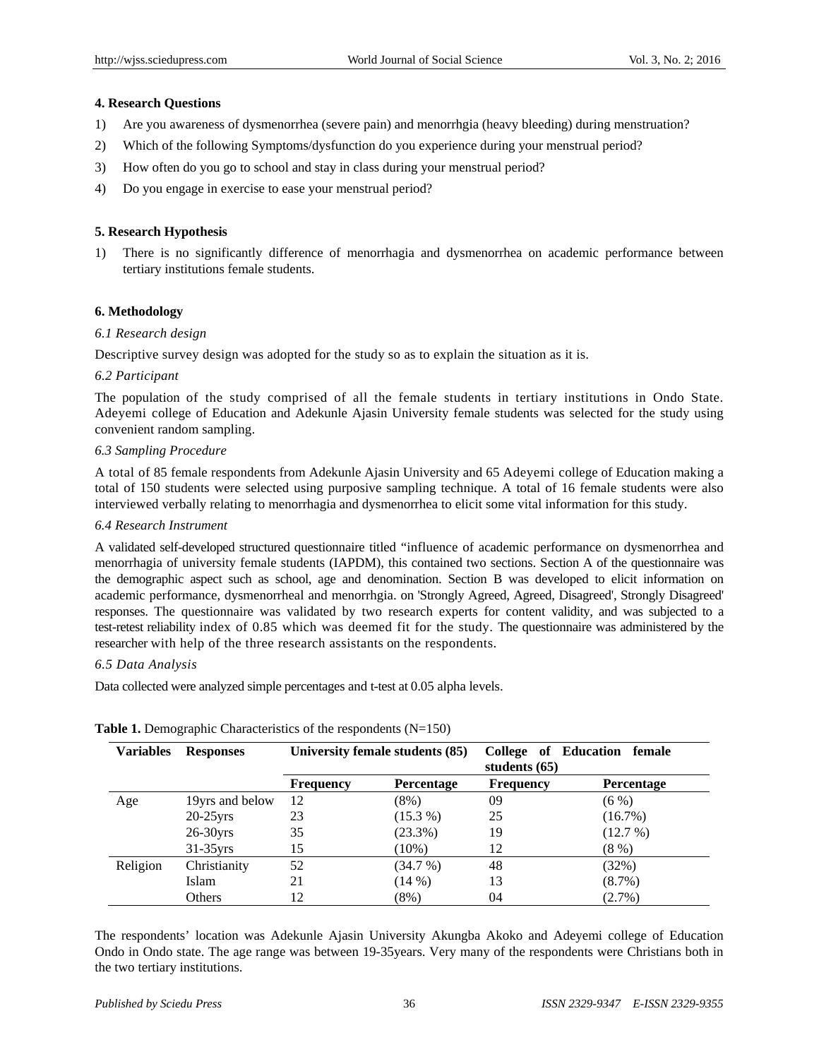## 4. Research Questions

1) Are you awareness of dysmenorrhea (severe pain) and menorrhgia (heavy bleeding) during menstruation?
2) Which of the following Symptoms/dysfunction do you experience during your menstrual period?
3) How often do you go to school and stay in class during your menstrual period?
4) Do you engage in exercise to ease your menstrual period?

## 5. Research Hypothesis

1) There is no significantly difference of menorrhagia and dysmenorrhea on academic performance between tertiary institutions female students.

## 6. Methodology

### *6.1 Research design*

Descriptive survey design was adopted for the study so as to explain the situation as it is.

### *6.2 Participant*

The population of the study comprised of all the female students in tertiary institutions in Ondo State. Adeyemi college of Education and Adekunle Ajasin University female students was selected for the study using convenient random sampling.

### *6.3 Sampling Procedure*

A total of 85 female respondents from Adekunle Ajasin University and 65 Adeyemi college of Education making a total of 150 students were selected using purposive sampling technique. A total of 16 female students were also interviewed verbally relating to menorrhagia and dysmenorrhea to elicit some vital information for this study.

### *6.4 Research Instrument*

A validated self-developed structured questionnaire titled "influence of academic performance on dysmenorrhea and menorrhagia of university female students (IAPDM), this contained two sections. Section A of the questionnaire was the demographic aspect such as school, age and denomination. Section B was developed to elicit information on academic performance, dysmenorrheal and menorrhgia. on 'Strongly Agreed, Agreed, Disagreed', Strongly Disagreed' responses. The questionnaire was validated by two research experts for content validity, and was subjected to a test-retest reliability index of 0.85 which was deemed fit for the study. The questionnaire was administered by the researcher with help of the three research assistants on the respondents.

### *6.5 Data Analysis*

Data collected were analyzed simple percentages and t-test at 0.05 alpha levels.

**Table 1.** Demographic Characteristics of the respondents (N=150)

| Variables | Responses | University female students (85) | | College of Education female students (65) | |
|---|---|---|---|---|---|
| | | Frequency | Percentage | Frequency | Percentage |
| Age | 19yrs and below | 12 | (8%) | 09 | (6 %) |
| | 20-25yrs | 23 | (15.3 %) | 25 | (16.7%) |
| | 26-30yrs | 35 | (23.3%) | 19 | (12.7 %) |
| | 31-35yrs | 15 | (10%) | 12 | (8 %) |
| Religion | Christianity | 52 | (34.7 %) | 48 | (32%) |
| | Islam | 21 | (14 %) | 13 | (8.7%) |
| | Others | 12 | (8%) | 04 | (2.7%) |

The respondents' location was Adekunle Ajasin University Akungba Akoko and Adeyemi college of Education Ondo in Ondo state. The age range was between 19-35years. Very many of the respondents were Christians both in the two tertiary institutions.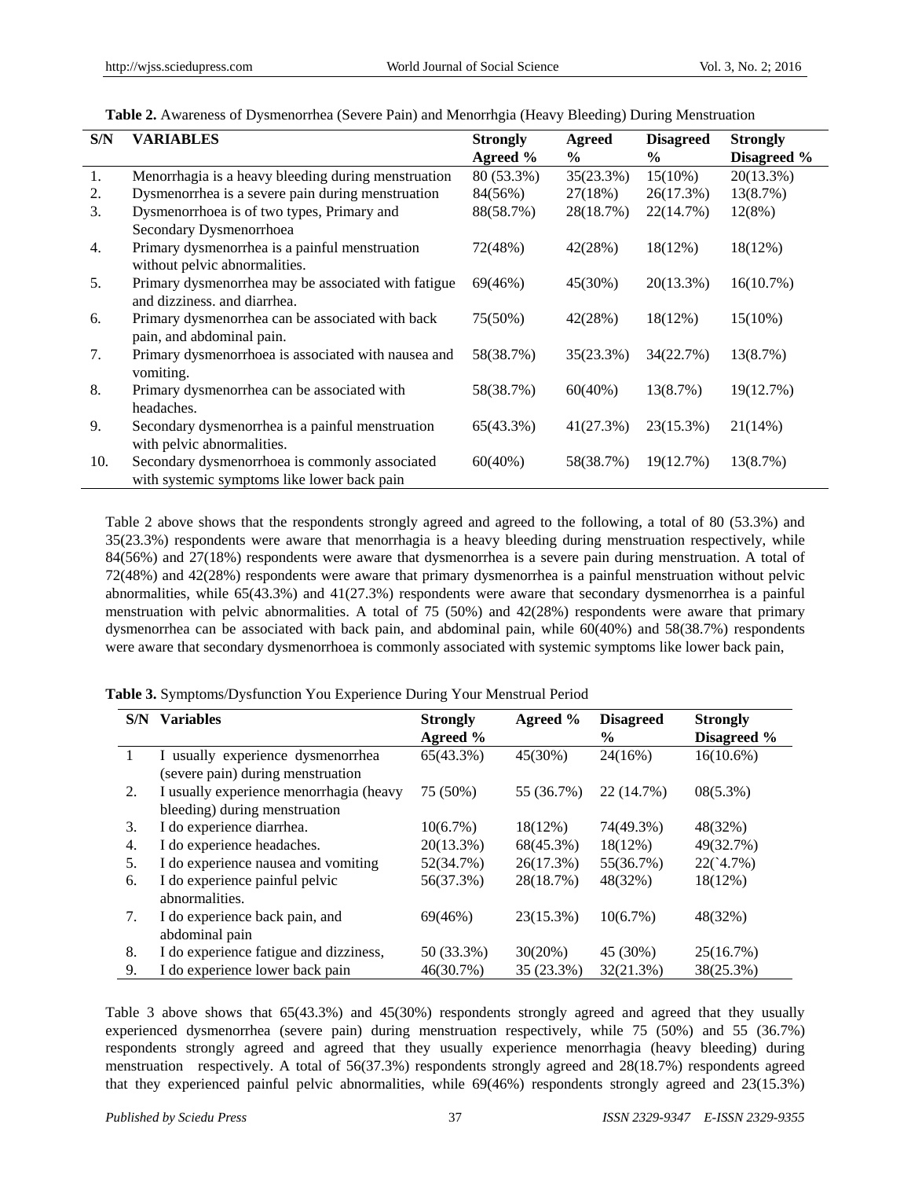**Table 2.** Awareness of Dysmenorrhea (Severe Pain) and Menorrhgia (Heavy Bleeding) During Menstruation

| S/N | VARIABLES | Strongly Agreed % | Agreed % | Disagreed % | Strongly Disagreed % |
|---|---|---|---|---|---|
| 1. | Menorrhagia is a heavy bleeding during menstruation | 80 (53.3%) | 35(23.3%) | 15(10%) | 20(13.3%) |
| 2. | Dysmenorrhea is a severe pain during menstruation | 84(56%) | 27(18%) | 26(17.3%) | 13(8.7%) |
| 3. | Dysmenorrhoea is of two types, Primary and Secondary Dysmenorrhoea | 88(58.7%) | 28(18.7%) | 22(14.7%) | 12(8%) |
| 4. | Primary dysmenorrhea is a painful menstruation without pelvic abnormalities. | 72(48%) | 42(28%) | 18(12%) | 18(12%) |
| 5. | Primary dysmenorrhea may be associated with fatigue and dizziness. and diarrhea. | 69(46%) | 45(30%) | 20(13.3%) | 16(10.7%) |
| 6. | Primary dysmenorrhea can be associated with back pain, and abdominal pain. | 75(50%) | 42(28%) | 18(12%) | 15(10%) |
| 7. | Primary dysmenorrhoea is associated with nausea and vomiting. | 58(38.7%) | 35(23.3%) | 34(22.7%) | 13(8.7%) |
| 8. | Primary dysmenorrhea can be associated with headaches. | 58(38.7%) | 60(40%) | 13(8.7%) | 19(12.7%) |
| 9. | Secondary dysmenorrhea is a painful menstruation with pelvic abnormalities. | 65(43.3%) | 41(27.3%) | 23(15.3%) | 21(14%) |
| 10. | Secondary dysmenorrhoea is commonly associated with systemic symptoms like lower back pain | 60(40%) | 58(38.7%) | 19(12.7%) | 13(8.7%) |

Table 2 above shows that the respondents strongly agreed and agreed to the following, a total of 80 (53.3%) and 35(23.3%) respondents were aware that menorrhagia is a heavy bleeding during menstruation respectively, while 84(56%) and 27(18%) respondents were aware that dysmenorrhea is a severe pain during menstruation. A total of 72(48%) and 42(28%) respondents were aware that primary dysmenorrhea is a painful menstruation without pelvic abnormalities, while 65(43.3%) and 41(27.3%) respondents were aware that secondary dysmenorrhea is a painful menstruation with pelvic abnormalities. A total of 75 (50%) and 42(28%) respondents were aware that primary dysmenorrhea can be associated with back pain, and abdominal pain, while 60(40%) and 58(38.7%) respondents were aware that secondary dysmenorrhoea is commonly associated with systemic symptoms like lower back pain,

**Table 3.** Symptoms/Dysfunction You Experience During Your Menstrual Period

| S/N | Variables | Strongly Agreed % | Agreed % | Disagreed % | Strongly Disagreed % |
|---|---|---|---|---|---|
| 1 | I usually experience dysmenorrhea (severe pain) during menstruation | 65(43.3%) | 45(30%) | 24(16%) | 16(10.6%) |
| 2. | I usually experience menorrhagia (heavy bleeding) during menstruation | 75 (50%) | 55 (36.7%) | 22 (14.7%) | 08(5.3%) |
| 3. | I do experience diarrhea. | 10(6.7%) | 18(12%) | 74(49.3%) | 48(32%) |
| 4. | I do experience headaches. | 20(13.3%) | 68(45.3%) | 18(12%) | 49(32.7%) |
| 5. | I do experience nausea and vomiting | 52(34.7%) | 26(17.3%) | 55(36.7%) | 22(`4.7%) |
| 6. | I do experience painful pelvic abnormalities. | 56(37.3%) | 28(18.7%) | 48(32%) | 18(12%) |
| 7. | I do experience back pain, and abdominal pain | 69(46%) | 23(15.3%) | 10(6.7%) | 48(32%) |
| 8. | I do experience fatigue and dizziness, | 50 (33.3%) | 30(20%) | 45 (30%) | 25(16.7%) |
| 9. | I do experience lower back pain | 46(30.7%) | 35 (23.3%) | 32(21.3%) | 38(25.3%) |

Table 3 above shows that 65(43.3%) and 45(30%) respondents strongly agreed and agreed that they usually experienced dysmenorrhea (severe pain) during menstruation respectively, while 75 (50%) and 55 (36.7%) respondents strongly agreed and agreed that they usually experience menorrhagia (heavy bleeding) during menstruation respectively. A total of 56(37.3%) respondents strongly agreed and 28(18.7%) respondents agreed that they experienced painful pelvic abnormalities, while 69(46%) respondents strongly agreed and 23(15.3%)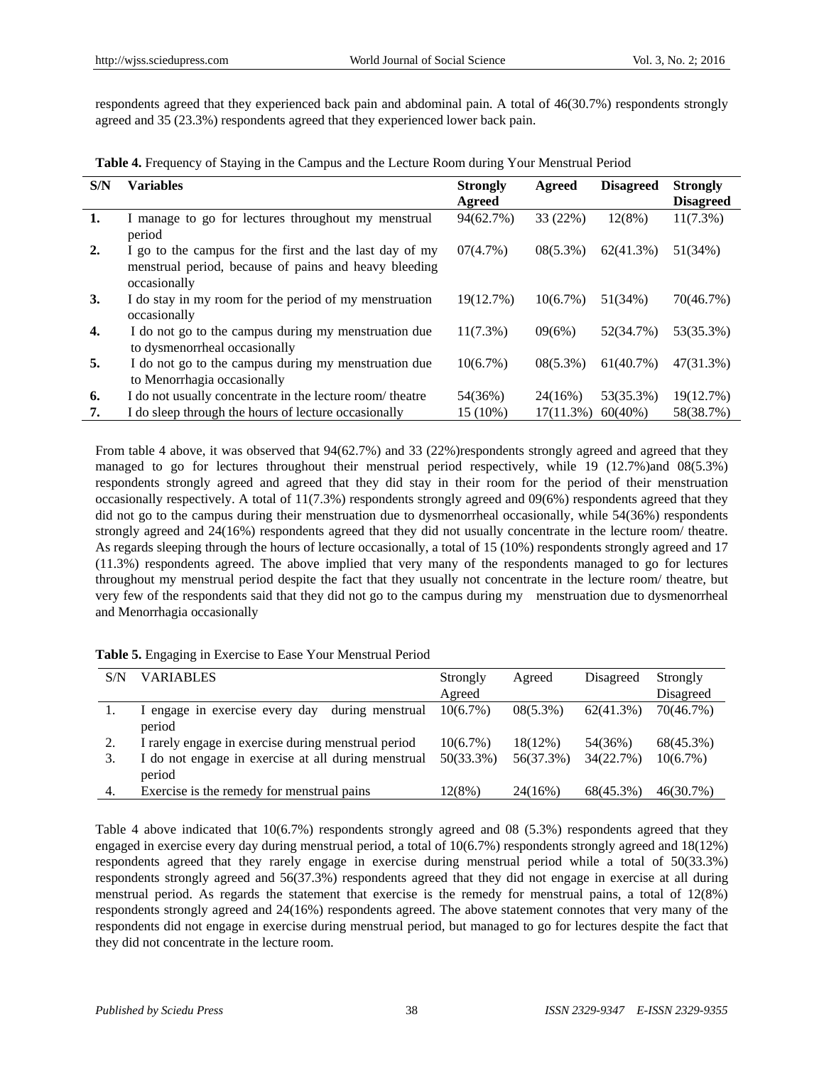respondents agreed that they experienced back pain and abdominal pain. A total of 46(30.7%) respondents strongly agreed and 35 (23.3%) respondents agreed that they experienced lower back pain.

**Table 4.** Frequency of Staying in the Campus and the Lecture Room during Your Menstrual Period

| S/N | Variables | Strongly Agreed | Agreed | Disagreed | Strongly Disagreed |
|---|---|---|---|---|---|
| **1.** | I manage to go for lectures throughout my menstrual period | 94(62.7%) | 33 (22%) | 12(8%) | 11(7.3%) |
| **2.** | I go to the campus for the first and the last day of my menstrual period, because of pains and heavy bleeding occasionally | 07(4.7%) | 08(5.3%) | 62(41.3%) | 51(34%) |
| **3.** | I do stay in my room for the period of my menstruation occasionally | 19(12.7%) | 10(6.7%) | 51(34%) | 70(46.7%) |
| **4.** | I do not go to the campus during my menstruation due to dysmenorrheal occasionally | 11(7.3%) | 09(6%) | 52(34.7%) | 53(35.3%) |
| **5.** | I do not go to the campus during my menstruation due to Menorrhagia occasionally | 10(6.7%) | 08(5.3%) | 61(40.7%) | 47(31.3%) |
| **6.** | I do not usually concentrate in the lecture room/ theatre | 54(36%) | 24(16%) | 53(35.3%) | 19(12.7%) |
| **7.** | I do sleep through the hours of lecture occasionally | 15 (10%) | 17(11.3%) | 60(40%) | 58(38.7%) |

From table 4 above, it was observed that 94(62.7%) and 33 (22%)respondents strongly agreed and agreed that they managed to go for lectures throughout their menstrual period respectively, while 19 (12.7%)and 08(5.3%) respondents strongly agreed and agreed that they did stay in their room for the period of their menstruation occasionally respectively. A total of 11(7.3%) respondents strongly agreed and 09(6%) respondents agreed that they did not go to the campus during their menstruation due to dysmenorrheal occasionally, while 54(36%) respondents strongly agreed and 24(16%) respondents agreed that they did not usually concentrate in the lecture room/ theatre. As regards sleeping through the hours of lecture occasionally, a total of 15 (10%) respondents strongly agreed and 17 (11.3%) respondents agreed. The above implied that very many of the respondents managed to go for lectures throughout my menstrual period despite the fact that they usually not concentrate in the lecture room/ theatre, but very few of the respondents said that they did not go to the campus during my menstruation due to dysmenorrheal and Menorrhagia occasionally

**Table 5.** Engaging in Exercise to Ease Your Menstrual Period

| S/N | VARIABLES | Strongly Agreed | Agreed | Disagreed | Strongly Disagreed |
|---|---|---|---|---|---|
| 1. | I engage in exercise every day during menstrual period | 10(6.7%) | 08(5.3%) | 62(41.3%) | 70(46.7%) |
| 2. | I rarely engage in exercise during menstrual period | 10(6.7%) | 18(12%) | 54(36%) | 68(45.3%) |
| 3. | I do not engage in exercise at all during menstrual period | 50(33.3%) | 56(37.3%) | 34(22.7%) | 10(6.7%) |
| 4. | Exercise is the remedy for menstrual pains | 12(8%) | 24(16%) | 68(45.3%) | 46(30.7%) |

Table 4 above indicated that 10(6.7%) respondents strongly agreed and 08 (5.3%) respondents agreed that they engaged in exercise every day during menstrual period, a total of 10(6.7%) respondents strongly agreed and 18(12%) respondents agreed that they rarely engage in exercise during menstrual period while a total of 50(33.3%) respondents strongly agreed and 56(37.3%) respondents agreed that they did not engage in exercise at all during menstrual period. As regards the statement that exercise is the remedy for menstrual pains, a total of 12(8%) respondents strongly agreed and 24(16%) respondents agreed. The above statement connotes that very many of the respondents did not engage in exercise during menstrual period, but managed to go for lectures despite the fact that they did not concentrate in the lecture room.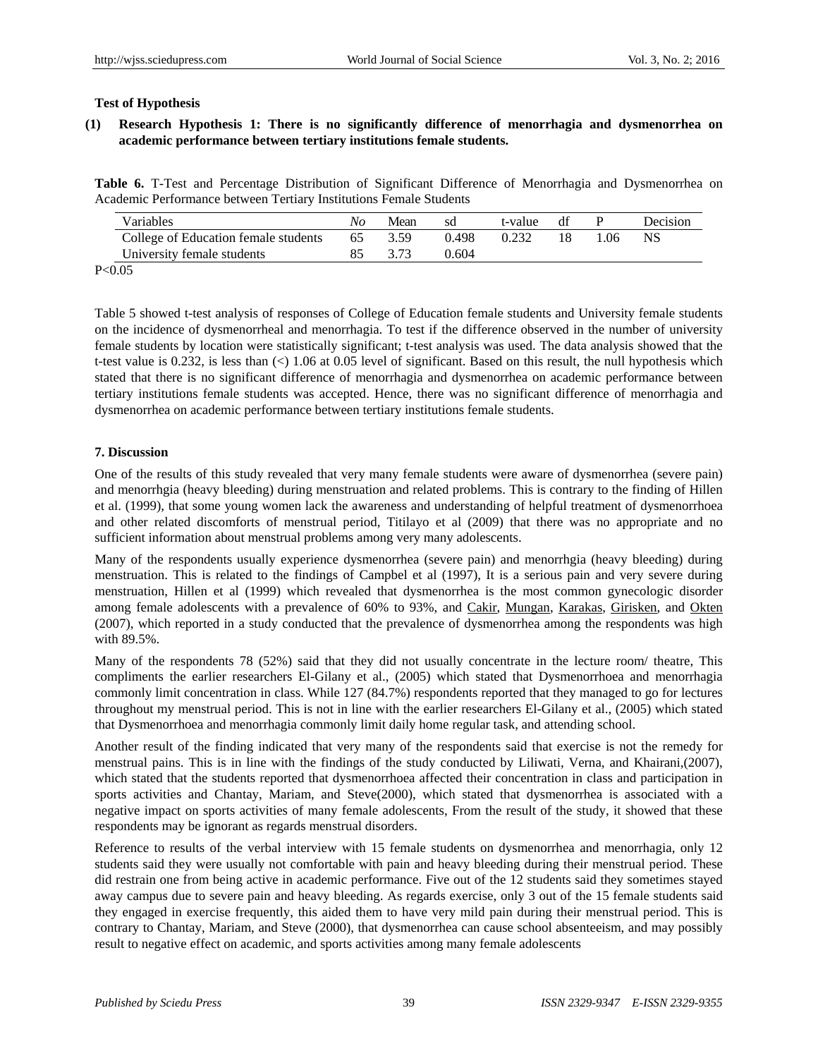**Test of Hypothesis**

**(1) Research Hypothesis 1: There is no significantly difference of menorrhagia and dysmenorrhea on academic performance between tertiary institutions female students.**

**Table 6.** T-Test and Percentage Distribution of Significant Difference of Menorrhagia and Dysmenorrhea on Academic Performance between Tertiary Institutions Female Students

| Variables | *No* | Mean | sd | t-value | df | P | Decision |
|---|---|---|---|---|---|---|---|
| College of Education female students | 65 | 3.59 | 0.498 | 0.232 | 18 | 1.06 | NS |
| University female students | 85 | 3.73 | 0.604 | | | | |

P<0.05

Table 5 showed t-test analysis of responses of College of Education female students and University female students on the incidence of dysmenorrheal and menorrhagia. To test if the difference observed in the number of university female students by location were statistically significant; t-test analysis was used. The data analysis showed that the t-test value is 0.232, is less than (<) 1.06 at 0.05 level of significant. Based on this result, the null hypothesis which stated that there is no significant difference of menorrhagia and dysmenorrhea on academic performance between tertiary institutions female students was accepted. Hence, there was no significant difference of menorrhagia and dysmenorrhea on academic performance between tertiary institutions female students.

## 7. Discussion

One of the results of this study revealed that very many female students were aware of dysmenorrhea (severe pain) and menorrhgia (heavy bleeding) during menstruation and related problems. This is contrary to the finding of Hillen et al. (1999), that some young women lack the awareness and understanding of helpful treatment of dysmenorrhoea and other related discomforts of menstrual period, Titilayo et al (2009) that there was no appropriate and no sufficient information about menstrual problems among very many adolescents.

Many of the respondents usually experience dysmenorrhea (severe pain) and menorrhgia (heavy bleeding) during menstruation. This is related to the findings of Campbel et al (1997), It is a serious pain and very severe during menstruation, Hillen et al (1999) which revealed that dysmenorrhea is the most common gynecologic disorder among female adolescents with a prevalence of 60% to 93%, and Cakir, Mungan, Karakas, Girisken, and Okten (2007), which reported in a study conducted that the prevalence of dysmenorrhea among the respondents was high with 89.5%.

Many of the respondents 78 (52%) said that they did not usually concentrate in the lecture room/ theatre, This compliments the earlier researchers El-Gilany et al., (2005) which stated that Dysmenorrhoea and menorrhagia commonly limit concentration in class. While 127 (84.7%) respondents reported that they managed to go for lectures throughout my menstrual period. This is not in line with the earlier researchers El-Gilany et al., (2005) which stated that Dysmenorrhoea and menorrhagia commonly limit daily home regular task, and attending school.

Another result of the finding indicated that very many of the respondents said that exercise is not the remedy for menstrual pains. This is in line with the findings of the study conducted by Liliwati, Verna, and Khairani,(2007), which stated that the students reported that dysmenorrhoea affected their concentration in class and participation in sports activities and Chantay, Mariam, and Steve(2000), which stated that dysmenorrhea is associated with a negative impact on sports activities of many female adolescents, From the result of the study, it showed that these respondents may be ignorant as regards menstrual disorders.

Reference to results of the verbal interview with 15 female students on dysmenorrhea and menorrhagia, only 12 students said they were usually not comfortable with pain and heavy bleeding during their menstrual period. These did restrain one from being active in academic performance. Five out of the 12 students said they sometimes stayed away campus due to severe pain and heavy bleeding. As regards exercise, only 3 out of the 15 female students said they engaged in exercise frequently, this aided them to have very mild pain during their menstrual period. This is contrary to Chantay, Mariam, and Steve (2000), that dysmenorrhea can cause school absenteeism, and may possibly result to negative effect on academic, and sports activities among many female adolescents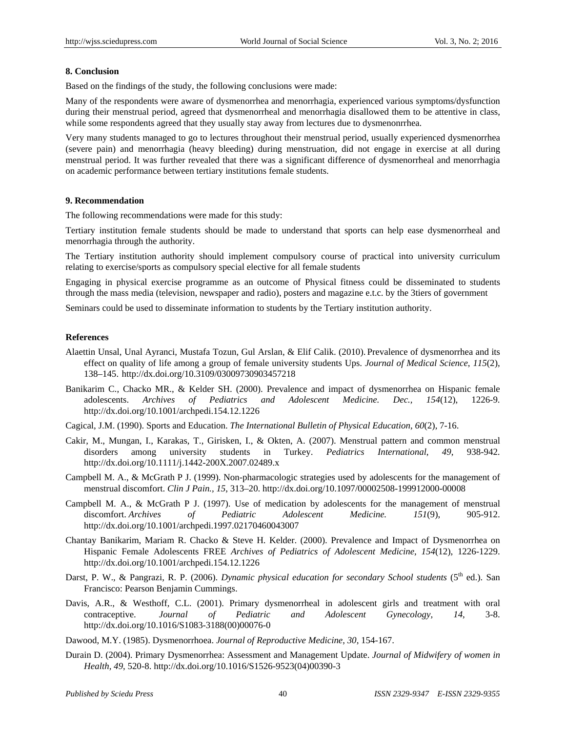## 8. Conclusion

Based on the findings of the study, the following conclusions were made:

Many of the respondents were aware of dysmenorrhea and menorrhagia, experienced various symptoms/dysfunction during their menstrual period, agreed that dysmenorrheal and menorrhagia disallowed them to be attentive in class, while some respondents agreed that they usually stay away from lectures due to dysmenonrrhea.

Very many students managed to go to lectures throughout their menstrual period, usually experienced dysmenorrhea (severe pain) and menorrhagia (heavy bleeding) during menstruation, did not engage in exercise at all during menstrual period. It was further revealed that there was a significant difference of dysmenorrheal and menorrhagia on academic performance between tertiary institutions female students.

## 9. Recommendation

The following recommendations were made for this study:

Tertiary institution female students should be made to understand that sports can help ease dysmenorrheal and menorrhagia through the authority.

The Tertiary institution authority should implement compulsory course of practical into university curriculum relating to exercise/sports as compulsory special elective for all female students

Engaging in physical exercise programme as an outcome of Physical fitness could be disseminated to students through the mass media (television, newspaper and radio), posters and magazine e.t.c. by the 3tiers of government

Seminars could be used to disseminate information to students by the Tertiary institution authority.

## References

Alaettin Unsal, Unal Ayranci, Mustafa Tozun, Gul Arslan, & Elif Calik. (2010). Prevalence of dysmenorrhea and its effect on quality of life among a group of female university students Ups. *Journal of Medical Science*, *115*(2), 138–145. http://dx.doi.org/10.3109/03009730903457218

Banikarim C., Chacko MR., & Kelder SH. (2000). Prevalence and impact of dysmenorrhea on Hispanic female adolescents. *Archives of Pediatrics and Adolescent Medicine. Dec.*, *154*(12), 1226-9. http://dx.doi.org/10.1001/archpedi.154.12.1226

Cagical, J.M. (1990). Sports and Education. *The International Bulletin of Physical Education, 60*(2), 7-16.

Cakir, M., Mungan, I., Karakas, T., Girisken, I., & Okten, A. (2007). Menstrual pattern and common menstrual disorders among university students in Turkey. *Pediatrics International*, *49*, 938-942. http://dx.doi.org/10.1111/j.1442-200X.2007.02489.x

Campbell M. A., & McGrath P J. (1999). Non-pharmacologic strategies used by adolescents for the management of menstrual discomfort. *Clin J Pain., 15*, 313–20. http://dx.doi.org/10.1097/00002508-199912000-00008

Campbell M. A., & McGrath P J. (1997). Use of medication by adolescents for the management of menstrual discomfort. *Archives of Pediatric Adolescent Medicine. 151*(9), 905-912. http://dx.doi.org/10.1001/archpedi.1997.02170460043007

Chantay Banikarim, Mariam R. Chacko & Steve H. Kelder. (2000). Prevalence and Impact of Dysmenorrhea on Hispanic Female Adolescents FREE *Archives of Pediatrics of Adolescent Medicine*, *154*(12), 1226-1229. http://dx.doi.org/10.1001/archpedi.154.12.1226

Darst, P. W., & Pangrazi, R. P. (2006). *Dynamic physical education for secondary School students* (5th ed.). San Francisco: Pearson Benjamin Cummings.

Davis, A.R., & Westhoff, C.L. (2001). Primary dysmenorrheal in adolescent girls and treatment with oral contraceptive. *Journal of Pediatric and Adolescent Gynecology, 14*, 3-8. http://dx.doi.org/10.1016/S1083-3188(00)00076-0

Dawood, M.Y. (1985). Dysmenorrhoea. *Journal of Reproductive Medicine*, *30*, 154-167.

Durain D. (2004). Primary Dysmenorrhea: Assessment and Management Update. *Journal of Midwifery of women in Health*, *49*, 520-8. http://dx.doi.org/10.1016/S1526-9523(04)00390-3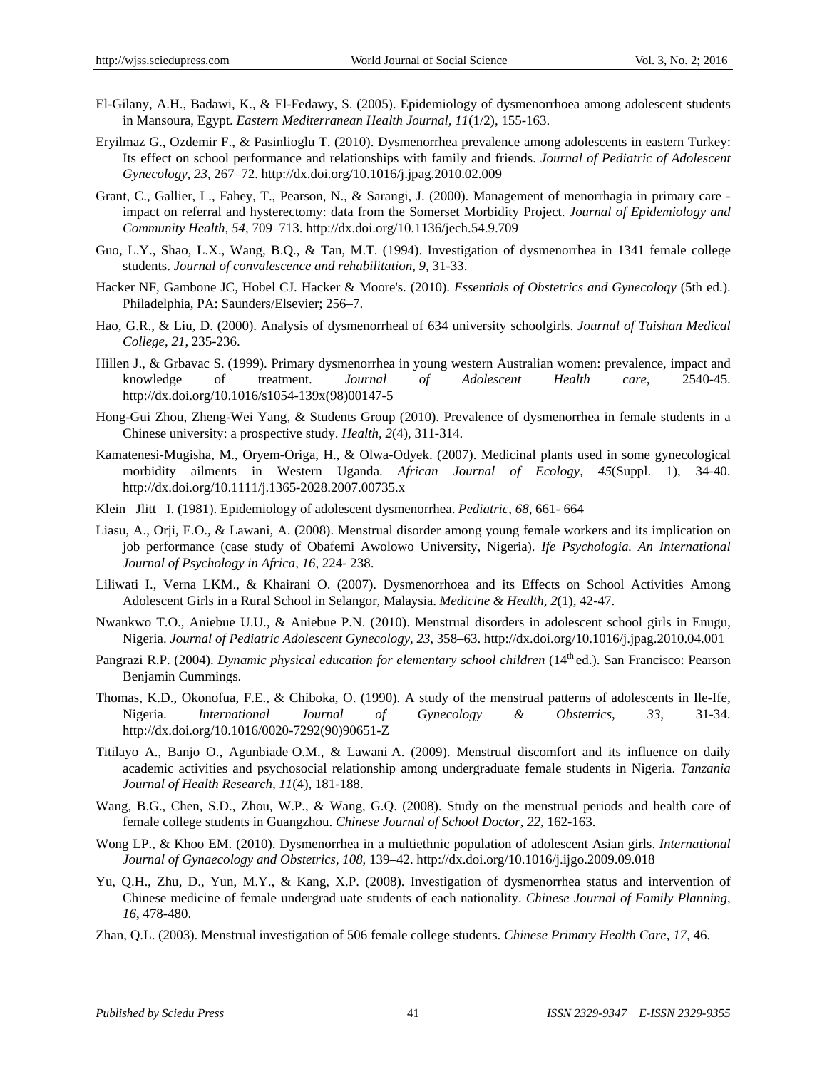El-Gilany, A.H., Badawi, K., & El-Fedawy, S. (2005). Epidemiology of dysmenorrhoea among adolescent students in Mansoura, Egypt. *Eastern Mediterranean Health Journal, 11*(1/2), 155-163.

Eryilmaz G., Ozdemir F., & Pasinlioglu T. (2010). Dysmenorrhea prevalence among adolescents in eastern Turkey: Its effect on school performance and relationships with family and friends. *Journal of Pediatric of Adolescent Gynecology, 23*, 267–72. http://dx.doi.org/10.1016/j.jpag.2010.02.009

Grant, C., Gallier, L., Fahey, T., Pearson, N., & Sarangi, J. (2000). Management of menorrhagia in primary care - impact on referral and hysterectomy: data from the Somerset Morbidity Project. *Journal of Epidemiology and Community Health, 54*, 709–713. http://dx.doi.org/10.1136/jech.54.9.709

Guo, L.Y., Shao, L.X., Wang, B.Q., & Tan, M.T. (1994). Investigation of dysmenorrhea in 1341 female college students. *Journal of convalescence and rehabilitation, 9*, 31-33.

Hacker NF, Gambone JC, Hobel CJ. Hacker & Moore's. (2010). *Essentials of Obstetrics and Gynecology* (5th ed.). Philadelphia, PA: Saunders/Elsevier; 256–7.

Hao, G.R., & Liu, D. (2000). Analysis of dysmenorrheal of 634 university schoolgirls. *Journal of Taishan Medical College, 21*, 235-236.

Hillen J., & Grbavac S. (1999). Primary dysmenorrhea in young western Australian women: prevalence, impact and knowledge of treatment. *Journal of Adolescent Health care*, 2540-45. http://dx.doi.org/10.1016/s1054-139x(98)00147-5

Hong-Gui Zhou, Zheng-Wei Yang, & Students Group (2010). Prevalence of dysmenorrhea in female students in a Chinese university: a prospective study. *Health, 2*(4), 311-314.

Kamatenesi-Mugisha, M., Oryem-Origa, H., & Olwa-Odyek. (2007). Medicinal plants used in some gynecological morbidity ailments in Western Uganda. *African Journal of Ecology, 45*(Suppl. 1), 34-40. http://dx.doi.org/10.1111/j.1365-2028.2007.00735.x

Klein Jlitt I. (1981). Epidemiology of adolescent dysmenorrhea. *Pediatric, 68*, 661- 664

Liasu, A., Orji, E.O., & Lawani, A. (2008). Menstrual disorder among young female workers and its implication on job performance (case study of Obafemi Awolowo University, Nigeria). *Ife Psychologia. An International Journal of Psychology in Africa, 16*, 224- 238.

Liliwati I., Verna LKM., & Khairani O. (2007). Dysmenorrhoea and its Effects on School Activities Among Adolescent Girls in a Rural School in Selangor, Malaysia. *Medicine & Health, 2*(1), 42-47.

Nwankwo T.O., Aniebue U.U., & Aniebue P.N. (2010). Menstrual disorders in adolescent school girls in Enugu, Nigeria. *Journal of Pediatric Adolescent Gynecology, 23*, 358–63. http://dx.doi.org/10.1016/j.jpag.2010.04.001

Pangrazi R.P. (2004). *Dynamic physical education for elementary school children* (14th ed.). San Francisco: Pearson Benjamin Cummings.

Thomas, K.D., Okonofua, F.E., & Chiboka, O. (1990). A study of the menstrual patterns of adolescents in Ile-Ife, Nigeria. *International Journal of Gynecology & Obstetrics, 33*, 31-34. http://dx.doi.org/10.1016/0020-7292(90)90651-Z

Titilayo A., Banjo O., Agunbiade O.M., & Lawani A. (2009). Menstrual discomfort and its influence on daily academic activities and psychosocial relationship among undergraduate female students in Nigeria. *Tanzania Journal of Health Research, 11*(4), 181-188.

Wang, B.G., Chen, S.D., Zhou, W.P., & Wang, G.Q. (2008). Study on the menstrual periods and health care of female college students in Guangzhou. *Chinese Journal of School Doctor, 22*, 162-163.

Wong LP., & Khoo EM. (2010). Dysmenorrhea in a multiethnic population of adolescent Asian girls. *International Journal of Gynaecology and Obstetrics, 108*, 139–42. http://dx.doi.org/10.1016/j.ijgo.2009.09.018

Yu, Q.H., Zhu, D., Yun, M.Y., & Kang, X.P. (2008). Investigation of dysmenorrhea status and intervention of Chinese medicine of female undergrad uate students of each nationality. *Chinese Journal of Family Planning, 16*, 478-480.

Zhan, Q.L. (2003). Menstrual investigation of 506 female college students. *Chinese Primary Health Care, 17*, 46.